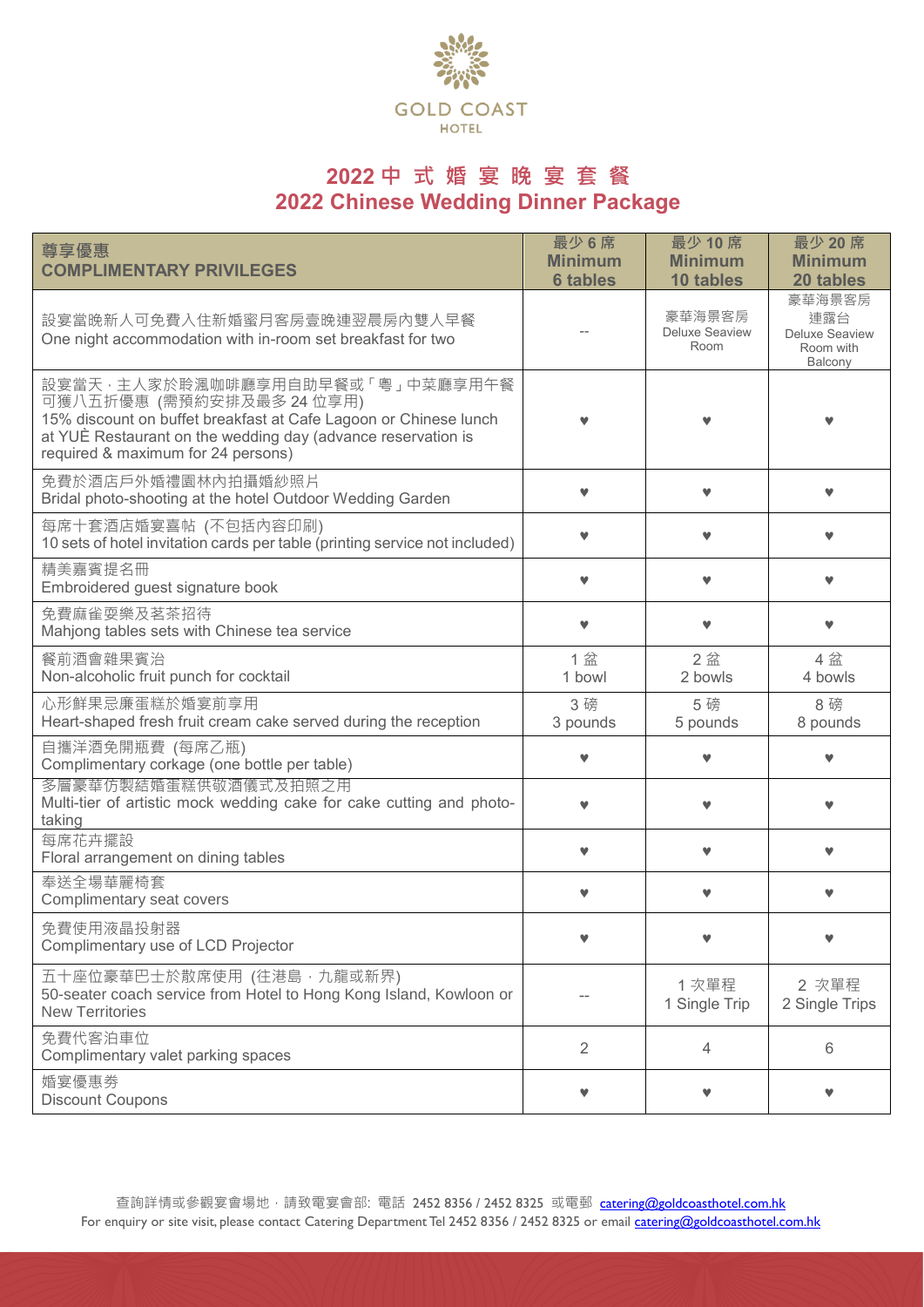GOLD COAST HOTEL

# 2022 中 式 婚 宴 晚 宴 套 餐
# 2022 Chinese Wedding Dinner Package

| 尊享優惠<br>COMPLIMENTARY PRIVILEGES | 最少 6 席<br>Minimum 6 tables | 最少 10 席<br>Minimum 10 tables | 最少 20 席<br>Minimum 20 tables |
|---|---|---|---|
| 設宴當晚新人可免費入住新婚蜜月客房壹晚連翌晨房內雙人早餐<br>One night accommodation with in-room set breakfast for two | -- | 豪華海景客房<br>Deluxe Seaview Room | 豪華海景客房連露台<br>Deluxe Seaview Room with Balcony |
| 設宴當天，主人家於聆涮咖啡廳享用自助早餐或「粵」中菜廳享用午餐可獲八五折優惠 (需預約安排及最多 24 位享用)<br>15% discount on buffet breakfast at Cafe Lagoon or Chinese lunch at YUÈ Restaurant on the wedding day (advance reservation is required & maximum for 24 persons) | ♥ | ♥ | ♥ |
| 免費於酒店戶外婚禮園林內拍攝婚紗照片<br>Bridal photo-shooting at the hotel Outdoor Wedding Garden | ♥ | ♥ | ♥ |
| 每席十套酒店婚宴喜帖 (不包括內容印刷)<br>10 sets of hotel invitation cards per table (printing service not included) | ♥ | ♥ | ♥ |
| 精美嘉賓提名冊<br>Embroidered guest signature book | ♥ | ♥ | ♥ |
| 免費麻雀耍樂及茗茶招待<br>Mahjong tables sets with Chinese tea service | ♥ | ♥ | ♥ |
| 餐前酒會雜果賓治<br>Non-alcoholic fruit punch for cocktail | 1 盆<br>1 bowl | 2 盆<br>2 bowls | 4 盆<br>4 bowls |
| 心形鮮果忌廉蛋糕於婚宴前享用<br>Heart-shaped fresh fruit cream cake served during the reception | 3 磅<br>3 pounds | 5 磅<br>5 pounds | 8 磅<br>8 pounds |
| 自攜洋酒免開瓶費 (每席乙瓶)<br>Complimentary corkage (one bottle per table) | ♥ | ♥ | ♥ |
| 多層豪華仿製結婚蛋糕供敬酒儀式及拍照之用<br>Multi-tier of artistic mock wedding cake for cake cutting and photo-taking | ♥ | ♥ | ♥ |
| 每席花卉擺設<br>Floral arrangement on dining tables | ♥ | ♥ | ♥ |
| 奉送全場華麗椅套<br>Complimentary seat covers | ♥ | ♥ | ♥ |
| 免費使用液晶投射器<br>Complimentary use of LCD Projector | ♥ | ♥ | ♥ |
| 五十座位豪華巴士於散席使用 (往港島，九龍或新界)<br>50-seater coach service from Hotel to Hong Kong Island, Kowloon or New Territories | -- | 1 次單程<br>1 Single Trip | 2 次單程<br>2 Single Trips |
| 免費代客泊車位<br>Complimentary valet parking spaces | 2 | 4 | 6 |
| 婚宴優惠券<br>Discount Coupons | ♥ | ♥ | ♥ |

查詢詳情或參觀宴會場地，請致電宴會部: 電話 2452 8356 / 2452 8325 或電郵 catering@goldcoasthotel.com.hk
For enquiry or site visit, please contact Catering Department Tel 2452 8356 / 2452 8325 or email catering@goldcoasthotel.com.hk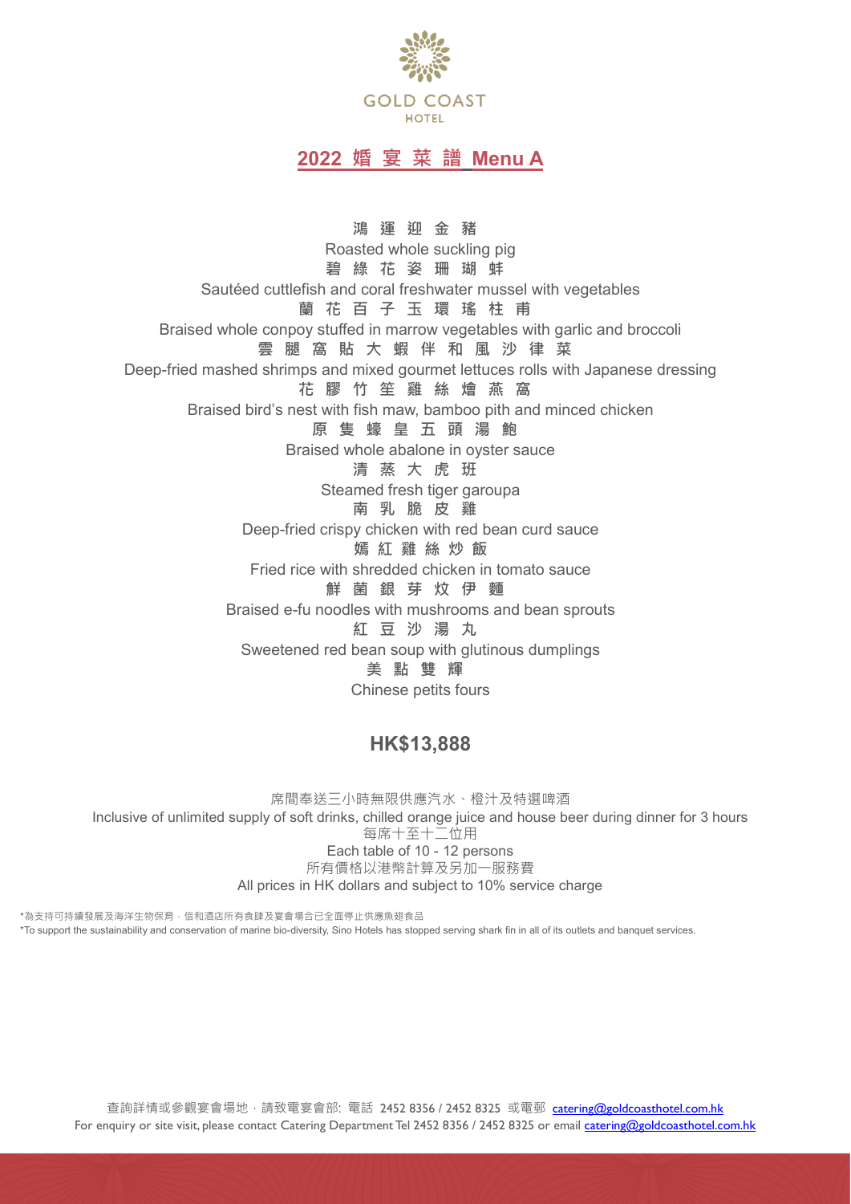GOLD COAST
HOTEL

# 2022 婚 宴 菜 譜 Menu A

**鴻 運 迎 金 豬**
Roasted whole suckling pig

**碧 綠 花 姿 珊 瑚 蚌**
Sautéed cuttlefish and coral freshwater mussel with vegetables

**蘭 花 百 子 玉 環 瑤 柱 甫**
Braised whole conpoy stuffed in marrow vegetables with garlic and broccoli

**雲 腿 窩 貼 大 蝦 伴 和 風 沙 律 菜**
Deep-fried mashed shrimps and mixed gourmet lettuces rolls with Japanese dressing

**花 膠 竹 笙 雞 絲 燴 燕 窩**
Braised bird's nest with fish maw, bamboo pith and minced chicken

**原 隻 蠔 皇 五 頭 湯 鮑**
Braised whole abalone in oyster sauce

**清 蒸 大 虎 班**
Steamed fresh tiger garoupa

**南 乳 脆 皮 雞**
Deep-fried crispy chicken with red bean curd sauce

**嫣 紅 雞 絲 炒 飯**
Fried rice with shredded chicken in tomato sauce

**鮮 菌 銀 芽 炆 伊 麵**
Braised e-fu noodles with mushrooms and bean sprouts

**紅 豆 沙 湯 丸**
Sweetened red bean soup with glutinous dumplings

**美 點 雙 輝**
Chinese petits fours

## HK$13,888

席間奉送三小時無限供應汽水、橙汁及特選啤酒
Inclusive of unlimited supply of soft drinks, chilled orange juice and house beer during dinner for 3 hours
每席十至十二位用
Each table of 10 - 12 persons
所有價格以港幣計算及另加一服務費
All prices in HK dollars and subject to 10% service charge

*為支持可持續發展及海洋生物保育，信和酒店所有食肆及宴會場合已全面停止供應魚翅食品
*To support the sustainability and conservation of marine bio-diversity, Sino Hotels has stopped serving shark fin in all of its outlets and banquet services.

查詢詳情或參觀宴會場地，請致電宴會部: 電話 2452 8356 / 2452 8325 或電郵 catering@goldcoasthotel.com.hk
For enquiry or site visit, please contact Catering Department Tel 2452 8356 / 2452 8325 or email catering@goldcoasthotel.com.hk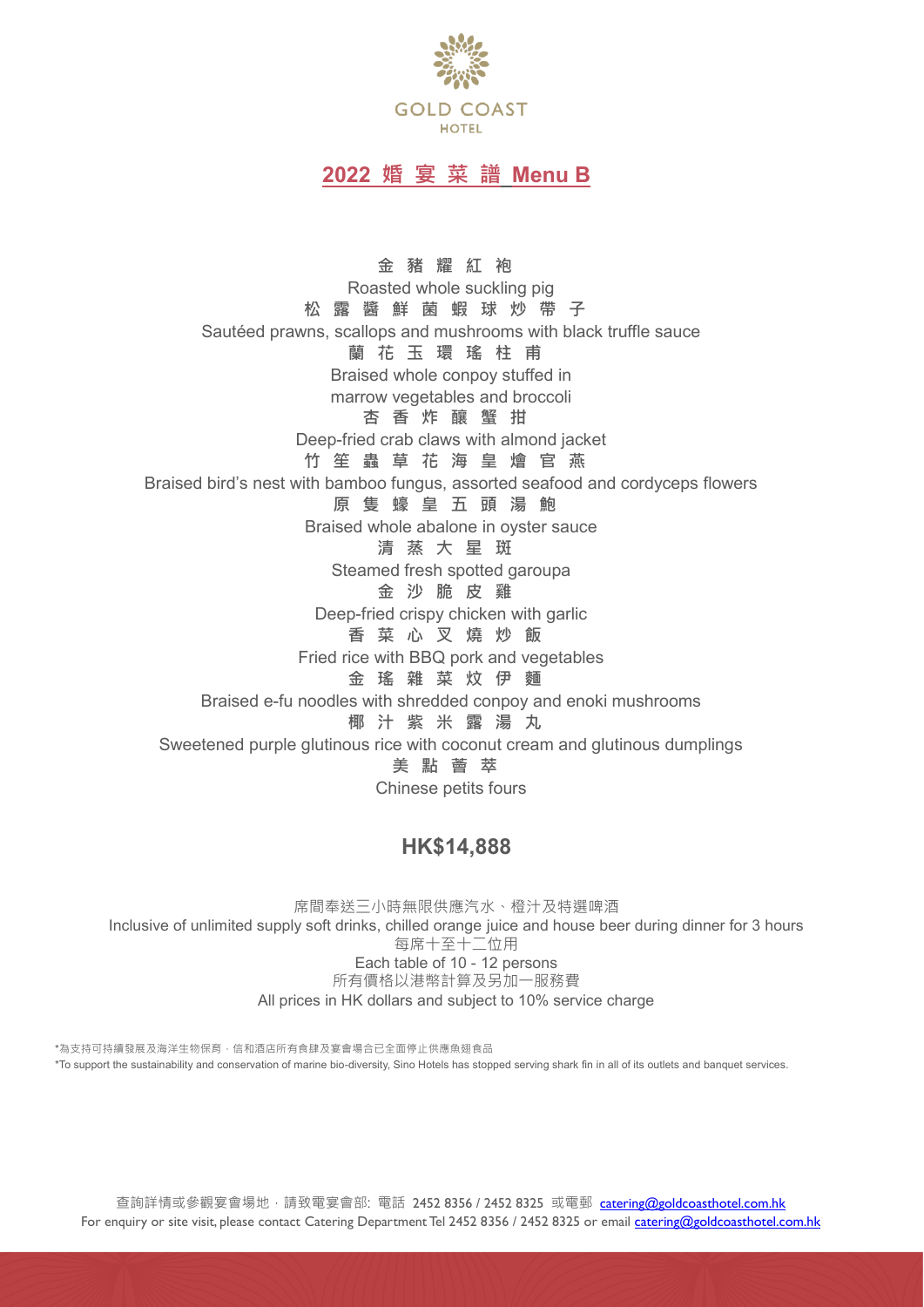GOLD COAST HOTEL

# 2022 婚宴菜譜 Menu B

金豬耀紅袍
Roasted whole suckling pig

松露醬鮮菌蝦球炒帶子
Sautéed prawns, scallops and mushrooms with black truffle sauce

蘭花玉環瑤柱甫
Braised whole conpoy stuffed in
marrow vegetables and broccoli

杏香炸釀蟹拑
Deep-fried crab claws with almond jacket

竹笙蟲草花海皇燴官燕
Braised bird's nest with bamboo fungus, assorted seafood and cordyceps flowers

原隻蠔皇五頭湯鮑
Braised whole abalone in oyster sauce

清蒸大星斑
Steamed fresh spotted garoupa

金沙脆皮雞
Deep-fried crispy chicken with garlic

香菜心叉燒炒飯
Fried rice with BBQ pork and vegetables

金瑤雜菜炆伊麵
Braised e-fu noodles with shredded conpoy and enoki mushrooms

椰汁紫米露湯丸
Sweetened purple glutinous rice with coconut cream and glutinous dumplings

美點薈萃
Chinese petits fours

## HK$14,888

席間奉送三小時無限供應汽水、橙汁及特選啤酒
Inclusive of unlimited supply soft drinks, chilled orange juice and house beer during dinner for 3 hours
每席十至十二位用
Each table of 10 - 12 persons
所有價格以港幣計算及另加一服務費
All prices in HK dollars and subject to 10% service charge

*為支持可持續發展及海洋生物保育，信和酒店所有食肆及宴會場合已全面停止供應魚翅食品
*To support the sustainability and conservation of marine bio-diversity, Sino Hotels has stopped serving shark fin in all of its outlets and banquet services.

查詢詳情或參觀宴會場地，請致電宴會部: 電話 2452 8356 / 2452 8325 或電郵 catering@goldcoasthotel.com.hk
For enquiry or site visit, please contact Catering Department Tel 2452 8356 / 2452 8325 or email catering@goldcoasthotel.com.hk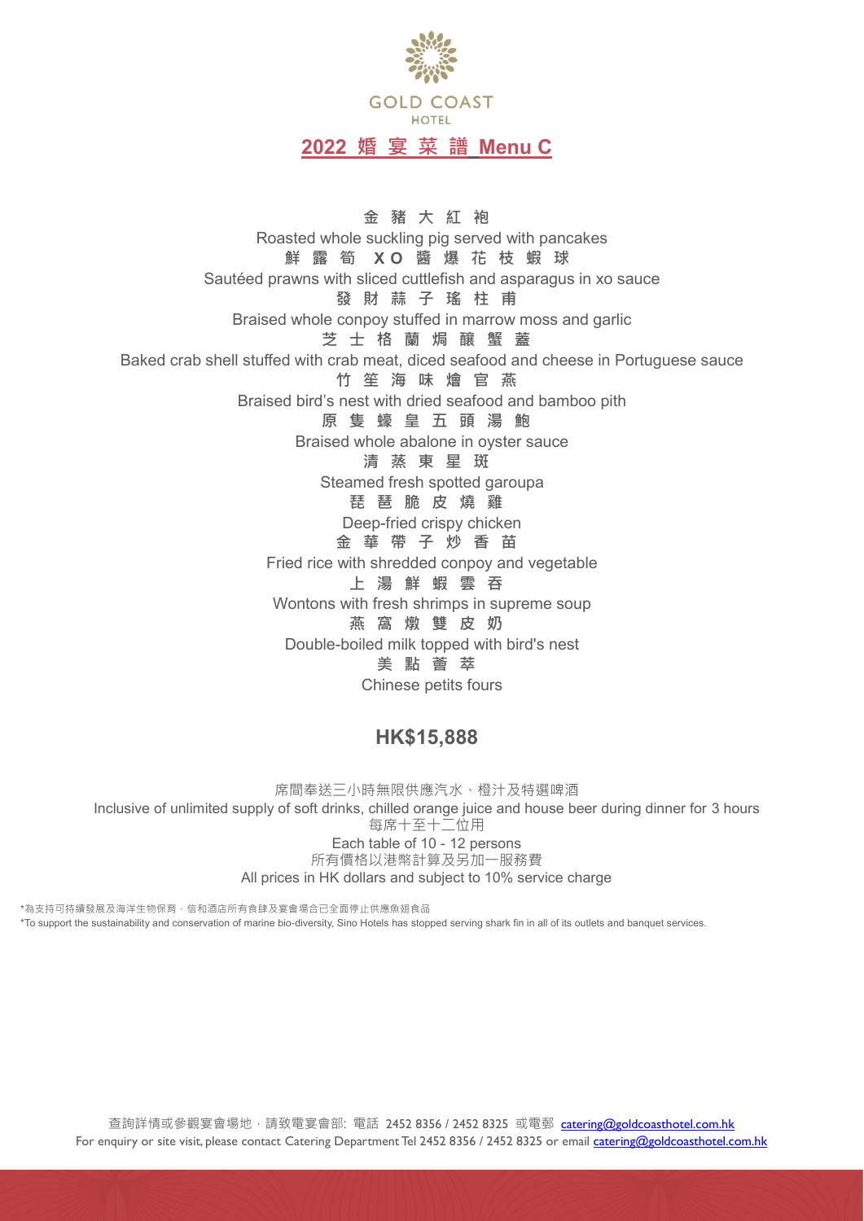GOLD COAST
HOTEL

# 2022 婚 宴 菜 譜 Menu C

**金 豬 大 紅 袍**
Roasted whole suckling pig served with pancakes

**鮮 露 筍 XO 醬 爆 花 枝 蝦 球**
Sautéed prawns with sliced cuttlefish and asparagus in xo sauce

**發 財 蒜 子 瑤 柱 甫**
Braised whole conpoy stuffed in marrow moss and garlic

**芝 士 格 蘭 焗 釀 蟹 蓋**
Baked crab shell stuffed with crab meat, diced seafood and cheese in Portuguese sauce

**竹 笙 海 味 燴 官 燕**
Braised bird's nest with dried seafood and bamboo pith

**原 隻 蠔 皇 五 頭 湯 鮑**
Braised whole abalone in oyster sauce

**清 蒸 東 星 斑**
Steamed fresh spotted garoupa

**琵 琶 脆 皮 燒 雞**
Deep-fried crispy chicken

**金 華 帶 子 炒 香 苗**
Fried rice with shredded conpoy and vegetable

**上 湯 鮮 蝦 雲 吞**
Wontons with fresh shrimps in supreme soup

**燕 窩 燉 雙 皮 奶**
Double-boiled milk topped with bird's nest

**美 點 薈 萃**
Chinese petits fours

## HK$15,888

席間奉送三小時無限供應汽水、橙汁及特選啤酒
Inclusive of unlimited supply of soft drinks, chilled orange juice and house beer during dinner for 3 hours
每席十至十二位用
Each table of 10 - 12 persons
所有價格以港幣計算及另加一服務費
All prices in HK dollars and subject to 10% service charge

*為支持可持續發展及海洋生物保育，信和酒店所有食肆及宴會場合已全面停止供應魚翅食品
*To support the sustainability and conservation of marine bio-diversity, Sino Hotels has stopped serving shark fin in all of its outlets and banquet services.

查詢詳情或參觀宴會場地，請致電宴會部: 電話 2452 8356 / 2452 8325 或電郵 catering@goldcoasthotel.com.hk
For enquiry or site visit, please contact Catering Department Tel 2452 8356 / 2452 8325 or email catering@goldcoasthotel.com.hk